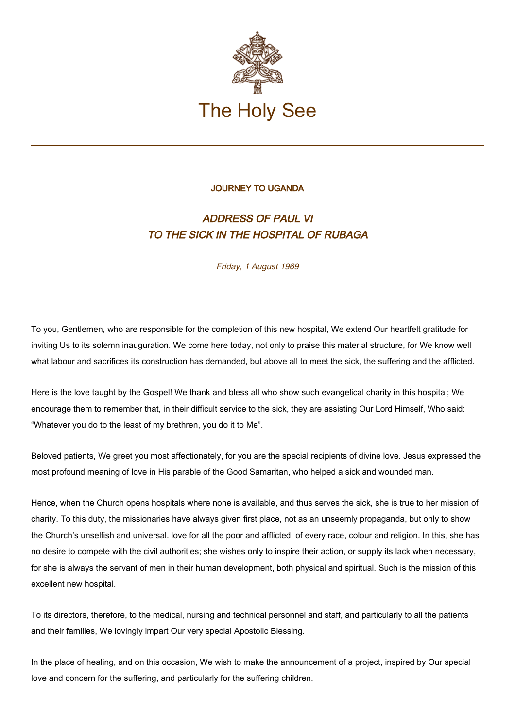# The Holy See

JOURNEY TO UGANDA

## *ADDRESS OF PAUL VI TO THE SICK IN THE HOSPITAL OF RUBAGA*

*Friday, 1 August 1969*

To you, Gentlemen, who are responsible for the completion of this new hospital, We extend Our heartfelt gratitude for inviting Us to its solemn inauguration. We come here today, not only to praise this material structure, for We know well what labour and sacrifices its construction has demanded, but above all to meet the sick, the suffering and the afflicted.

Here is the love taught by the Gospel! We thank and bless all who show such evangelical charity in this hospital; We encourage them to remember that, in their difficult service to the sick, they are assisting Our Lord Himself, Who said: "Whatever you do to the least of my brethren, you do it to Me".

Beloved patients, We greet you most affectionately, for you are the special recipients of divine love. Jesus expressed the most profound meaning of love in His parable of the Good Samaritan, who helped a sick and wounded man.

Hence, when the Church opens hospitals where none is available, and thus serves the sick, she is true to her mission of charity. To this duty, the missionaries have always given first place, not as an unseemly propaganda, but only to show the Church's unselfish and universal. love for all the poor and afflicted, of every race, colour and religion. In this, she has no desire to compete with the civil authorities; she wishes only to inspire their action, or supply its lack when necessary, for she is always the servant of men in their human development, both physical and spiritual. Such is the mission of this excellent new hospital.

To its directors, therefore, to the medical, nursing and technical personnel and staff, and particularly to all the patients and their families, We lovingly impart Our very special Apostolic Blessing.

In the place of healing, and on this occasion, We wish to make the announcement of a project, inspired by Our special love and concern for the suffering, and particularly for the suffering children.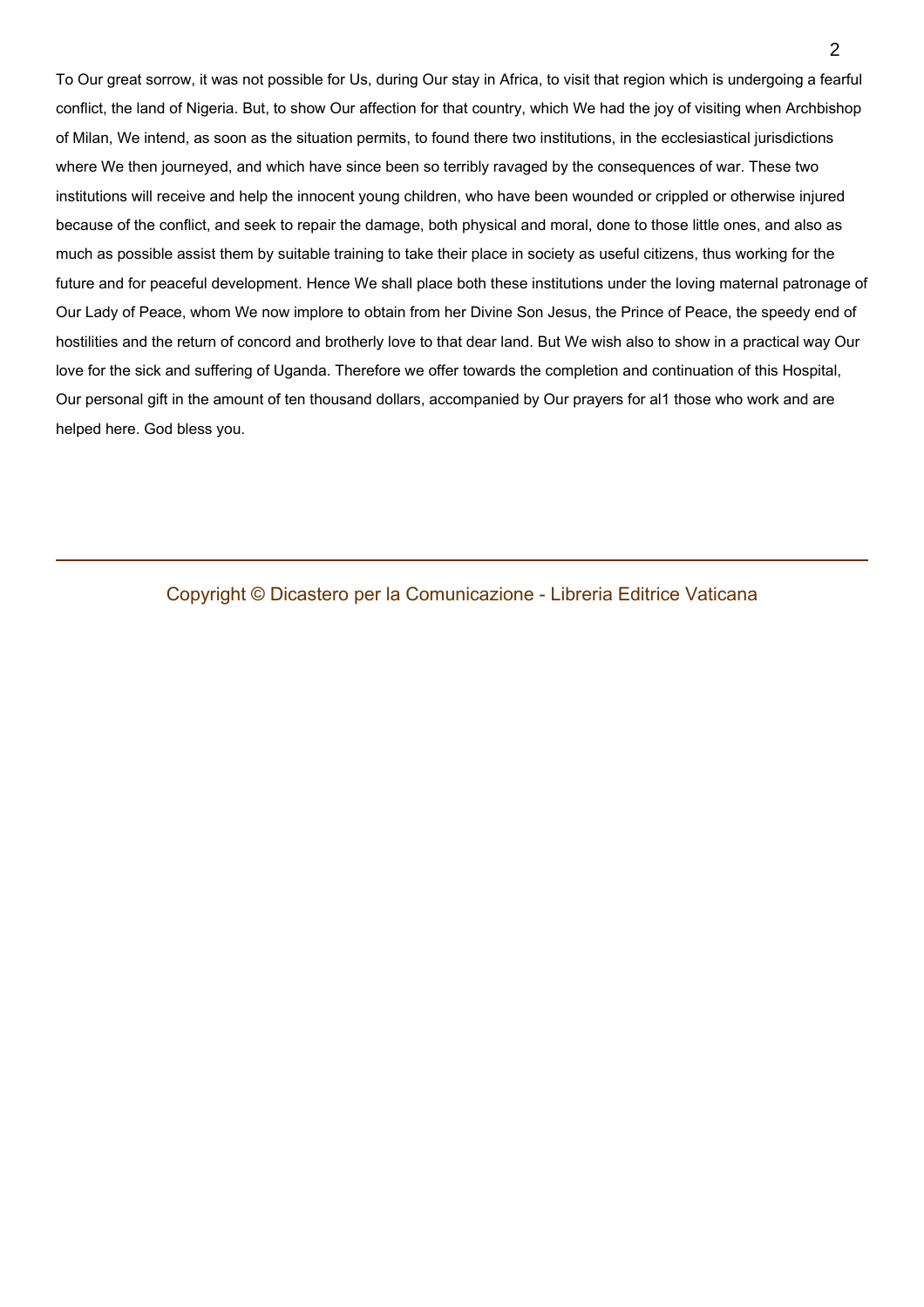To Our great sorrow, it was not possible for Us, during Our stay in Africa, to visit that region which is undergoing a fearful conflict, the land of Nigeria. But, to show Our affection for that country, which We had the joy of visiting when Archbishop of Milan, We intend, as soon as the situation permits, to found there two institutions, in the ecclesiastical jurisdictions where We then journeyed, and which have since been so terribly ravaged by the consequences of war. These two institutions will receive and help the innocent young children, who have been wounded or crippled or otherwise injured because of the conflict, and seek to repair the damage, both physical and moral, done to those little ones, and also as much as possible assist them by suitable training to take their place in society as useful citizens, thus working for the future and for peaceful development. Hence We shall place both these institutions under the loving maternal patronage of Our Lady of Peace, whom We now implore to obtain from her Divine Son Jesus, the Prince of Peace, the speedy end of hostilities and the return of concord and brotherly love to that dear land. But We wish also to show in a practical way Our love for the sick and suffering of Uganda. Therefore we offer towards the completion and continuation of this Hospital, Our personal gift in the amount of ten thousand dollars, accompanied by Our prayers for al1 those who work and are helped here. God bless you.

---

Copyright © Dicastero per la Comunicazione - Libreria Editrice Vaticana